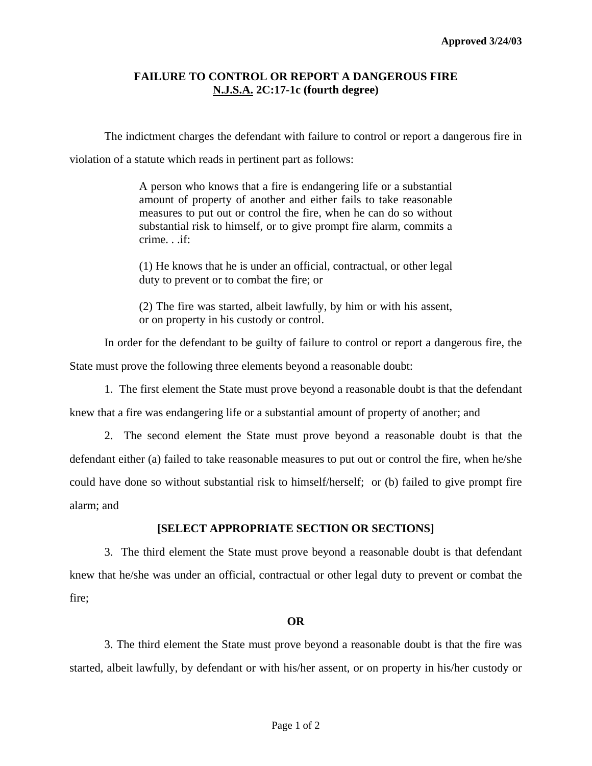**Approved 3/24/03**

# FAILURE TO CONTROL OR REPORT A DANGEROUS FIRE
## N.J.S.A. 2C:17-1c (fourth degree)

The indictment charges the defendant with failure to control or report a dangerous fire in violation of a statute which reads in pertinent part as follows:

> A person who knows that a fire is endangering life or a substantial amount of property of another and either fails to take reasonable measures to put out or control the fire, when he can do so without substantial risk to himself, or to give prompt fire alarm, commits a crime. . .if:
>
> (1) He knows that he is under an official, contractual, or other legal duty to prevent or to combat the fire; or
>
> (2) The fire was started, albeit lawfully, by him or with his assent, or on property in his custody or control.

In order for the defendant to be guilty of failure to control or report a dangerous fire, the State must prove the following three elements beyond a reasonable doubt:

1. The first element the State must prove beyond a reasonable doubt is that the defendant knew that a fire was endangering life or a substantial amount of property of another; and

2. The second element the State must prove beyond a reasonable doubt is that the defendant either (a) failed to take reasonable measures to put out or control the fire, when he/she could have done so without substantial risk to himself/herself; or (b) failed to give prompt fire alarm; and

**[SELECT APPROPRIATE SECTION OR SECTIONS]**

3. The third element the State must prove beyond a reasonable doubt is that defendant knew that he/she was under an official, contractual or other legal duty to prevent or combat the fire;

**OR**

3. The third element the State must prove beyond a reasonable doubt is that the fire was started, albeit lawfully, by defendant or with his/her assent, or on property in his/her custody or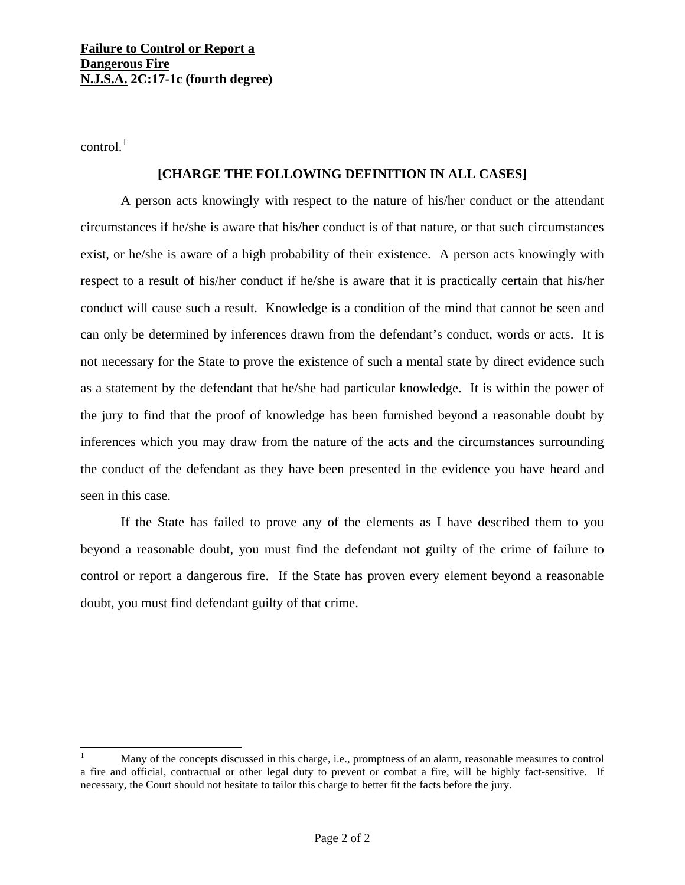control.[1]

**[CHARGE THE FOLLOWING DEFINITION IN ALL CASES]**

A person acts knowingly with respect to the nature of his/her conduct or the attendant circumstances if he/she is aware that his/her conduct is of that nature, or that such circumstances exist, or he/she is aware of a high probability of their existence. A person acts knowingly with respect to a result of his/her conduct if he/she is aware that it is practically certain that his/her conduct will cause such a result. Knowledge is a condition of the mind that cannot be seen and can only be determined by inferences drawn from the defendant's conduct, words or acts. It is not necessary for the State to prove the existence of such a mental state by direct evidence such as a statement by the defendant that he/she had particular knowledge. It is within the power of the jury to find that the proof of knowledge has been furnished beyond a reasonable doubt by inferences which you may draw from the nature of the acts and the circumstances surrounding the conduct of the defendant as they have been presented in the evidence you have heard and seen in this case.

If the State has failed to prove any of the elements as I have described them to you beyond a reasonable doubt, you must find the defendant not guilty of the crime of failure to control or report a dangerous fire. If the State has proven every element beyond a reasonable doubt, you must find defendant guilty of that crime.

---

[1] Many of the concepts discussed in this charge, i.e., promptness of an alarm, reasonable measures to control a fire and official, contractual or other legal duty to prevent or combat a fire, will be highly fact-sensitive. If necessary, the Court should not hesitate to tailor this charge to better fit the facts before the jury.